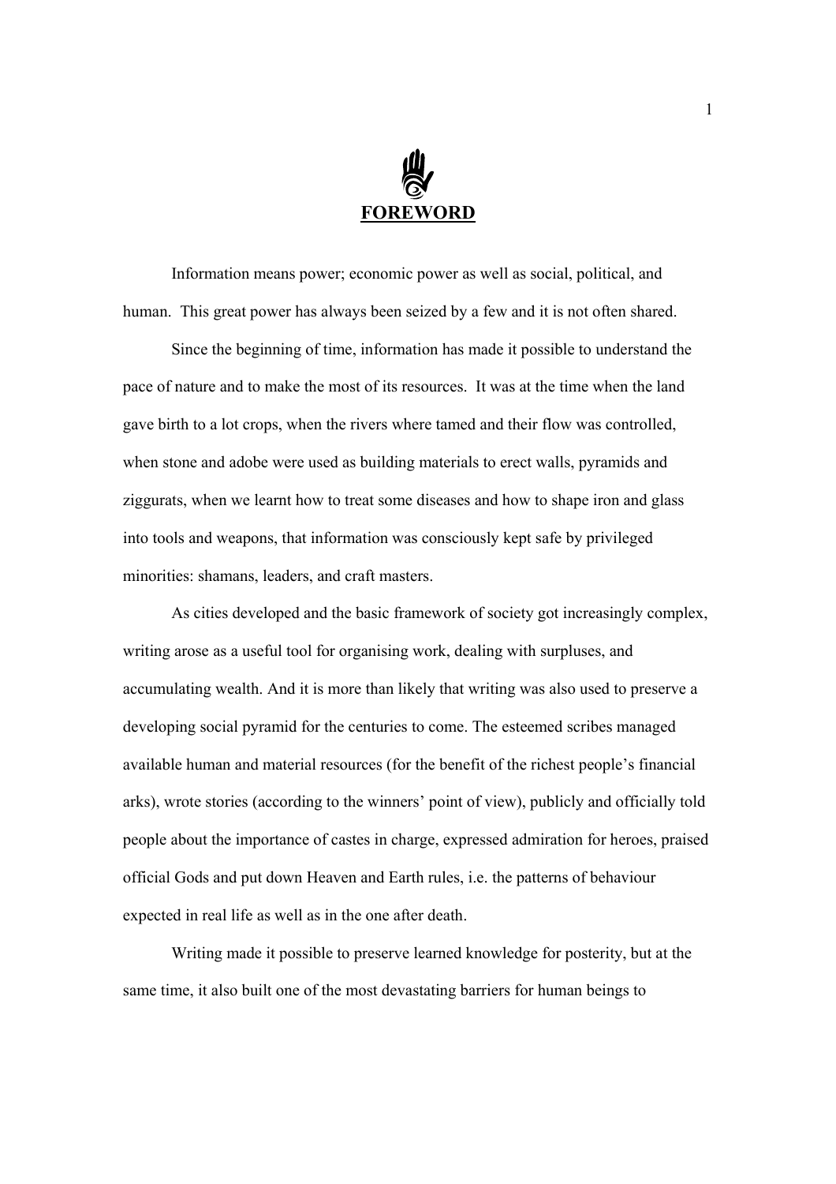# FOREWORD

Information means power; economic power as well as social, political, and human. This great power has always been seized by a few and it is not often shared.

Since the beginning of time, information has made it possible to understand the pace of nature and to make the most of its resources. It was at the time when the land gave birth to a lot crops, when the rivers where tamed and their flow was controlled, when stone and adobe were used as building materials to erect walls, pyramids and ziggurats, when we learnt how to treat some diseases and how to shape iron and glass into tools and weapons, that information was consciously kept safe by privileged minorities: shamans, leaders, and craft masters.

As cities developed and the basic framework of society got increasingly complex, writing arose as a useful tool for organising work, dealing with surpluses, and accumulating wealth. And it is more than likely that writing was also used to preserve a developing social pyramid for the centuries to come. The esteemed scribes managed available human and material resources (for the benefit of the richest people's financial arks), wrote stories (according to the winners' point of view), publicly and officially told people about the importance of castes in charge, expressed admiration for heroes, praised official Gods and put down Heaven and Earth rules, i.e. the patterns of behaviour expected in real life as well as in the one after death.

Writing made it possible to preserve learned knowledge for posterity, but at the same time, it also built one of the most devastating barriers for human beings to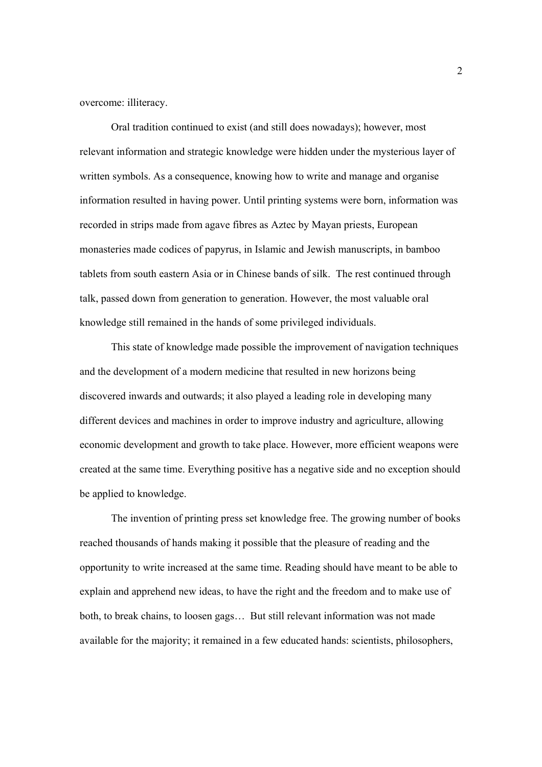overcome: illiteracy.

Oral tradition continued to exist (and still does nowadays); however, most relevant information and strategic knowledge were hidden under the mysterious layer of written symbols. As a consequence, knowing how to write and manage and organise information resulted in having power. Until printing systems were born, information was recorded in strips made from agave fibres as Aztec by Mayan priests, European monasteries made codices of papyrus, in Islamic and Jewish manuscripts, in bamboo tablets from south eastern Asia or in Chinese bands of silk. The rest continued through talk, passed down from generation to generation. However, the most valuable oral knowledge still remained in the hands of some privileged individuals.

This state of knowledge made possible the improvement of navigation techniques and the development of a modern medicine that resulted in new horizons being discovered inwards and outwards; it also played a leading role in developing many different devices and machines in order to improve industry and agriculture, allowing economic development and growth to take place. However, more efficient weapons were created at the same time. Everything positive has a negative side and no exception should be applied to knowledge.

The invention of printing press set knowledge free. The growing number of books reached thousands of hands making it possible that the pleasure of reading and the opportunity to write increased at the same time. Reading should have meant to be able to explain and apprehend new ideas, to have the right and the freedom and to make use of both, to break chains, to loosen gags… But still relevant information was not made available for the majority; it remained in a few educated hands: scientists, philosophers,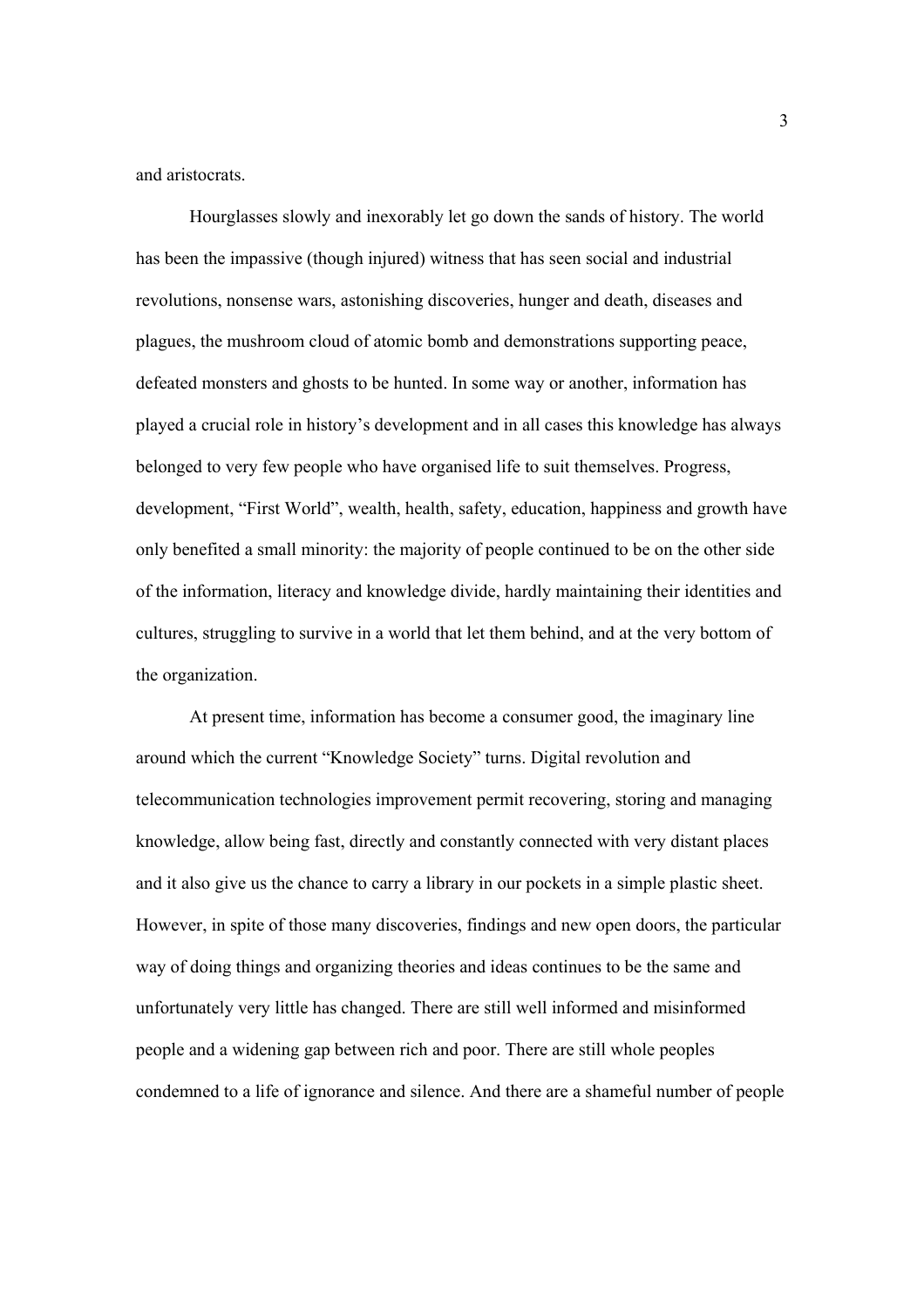and aristocrats.

Hourglasses slowly and inexorably let go down the sands of history. The world has been the impassive (though injured) witness that has seen social and industrial revolutions, nonsense wars, astonishing discoveries, hunger and death, diseases and plagues, the mushroom cloud of atomic bomb and demonstrations supporting peace, defeated monsters and ghosts to be hunted. In some way or another, information has played a crucial role in history's development and in all cases this knowledge has always belonged to very few people who have organised life to suit themselves. Progress, development, "First World", wealth, health, safety, education, happiness and growth have only benefited a small minority: the majority of people continued to be on the other side of the information, literacy and knowledge divide, hardly maintaining their identities and cultures, struggling to survive in a world that let them behind, and at the very bottom of the organization.

At present time, information has become a consumer good, the imaginary line around which the current "Knowledge Society" turns. Digital revolution and telecommunication technologies improvement permit recovering, storing and managing knowledge, allow being fast, directly and constantly connected with very distant places and it also give us the chance to carry a library in our pockets in a simple plastic sheet. However, in spite of those many discoveries, findings and new open doors, the particular way of doing things and organizing theories and ideas continues to be the same and unfortunately very little has changed. There are still well informed and misinformed people and a widening gap between rich and poor. There are still whole peoples condemned to a life of ignorance and silence. And there are a shameful number of people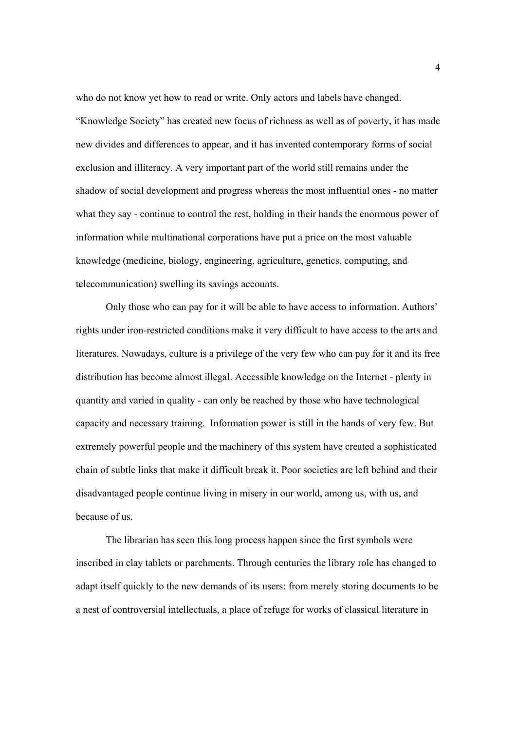who do not know yet how to read or write. Only actors and labels have changed. "Knowledge Society" has created new focus of richness as well as of poverty, it has made new divides and differences to appear, and it has invented contemporary forms of social exclusion and illiteracy. A very important part of the world still remains under the shadow of social development and progress whereas the most influential ones - no matter what they say - continue to control the rest, holding in their hands the enormous power of information while multinational corporations have put a price on the most valuable knowledge (medicine, biology, engineering, agriculture, genetics, computing, and telecommunication) swelling its savings accounts.

Only those who can pay for it will be able to have access to information. Authors' rights under iron-restricted conditions make it very difficult to have access to the arts and literatures. Nowadays, culture is a privilege of the very few who can pay for it and its free distribution has become almost illegal. Accessible knowledge on the Internet - plenty in quantity and varied in quality - can only be reached by those who have technological capacity and necessary training. Information power is still in the hands of very few. But extremely powerful people and the machinery of this system have created a sophisticated chain of subtle links that make it difficult break it. Poor societies are left behind and their disadvantaged people continue living in misery in our world, among us, with us, and because of us.

The librarian has seen this long process happen since the first symbols were inscribed in clay tablets or parchments. Through centuries the library role has changed to adapt itself quickly to the new demands of its users: from merely storing documents to be a nest of controversial intellectuals, a place of refuge for works of classical literature in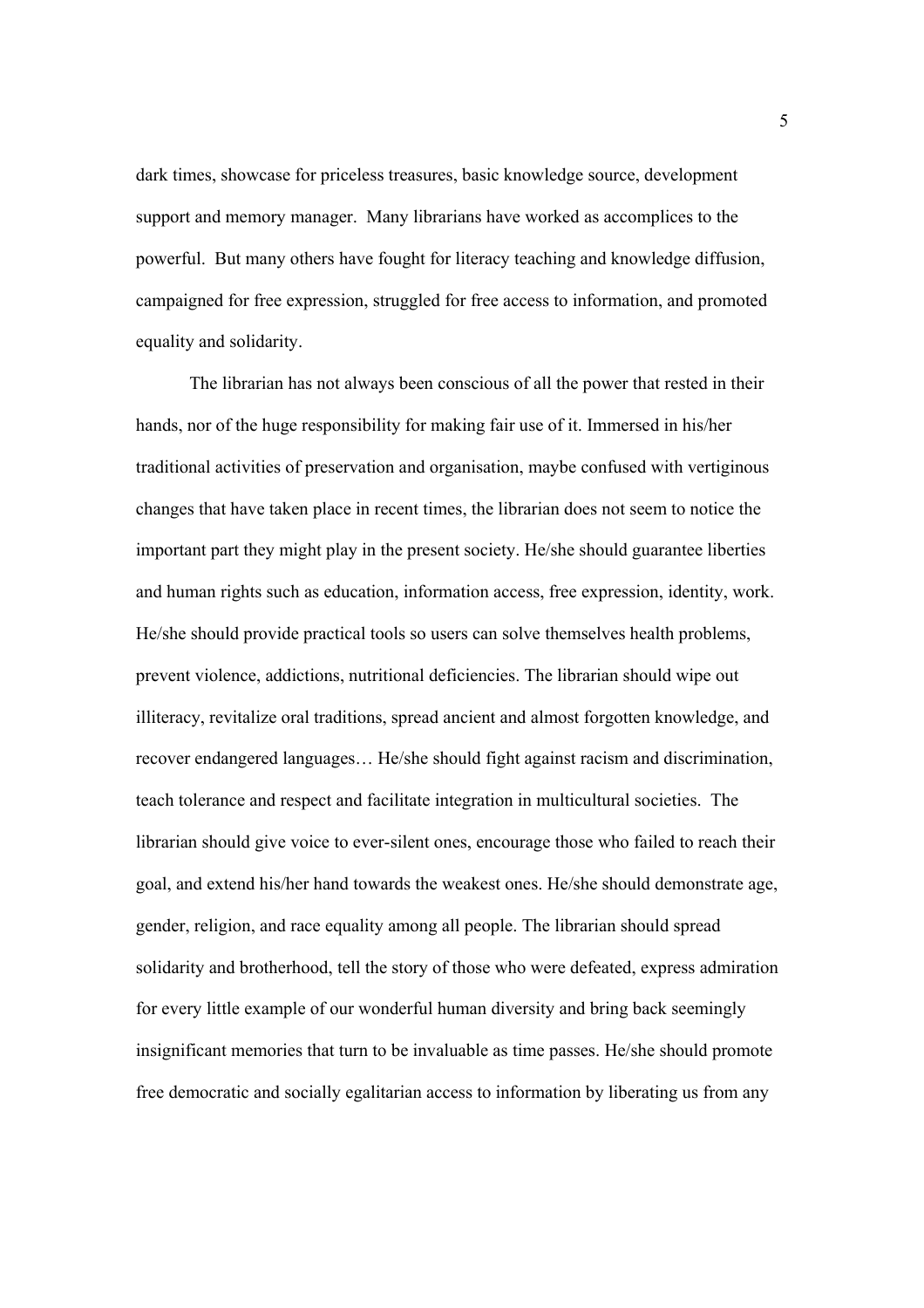dark times, showcase for priceless treasures, basic knowledge source, development support and memory manager. Many librarians have worked as accomplices to the powerful. But many others have fought for literacy teaching and knowledge diffusion, campaigned for free expression, struggled for free access to information, and promoted equality and solidarity.

The librarian has not always been conscious of all the power that rested in their hands, nor of the huge responsibility for making fair use of it. Immersed in his/her traditional activities of preservation and organisation, maybe confused with vertiginous changes that have taken place in recent times, the librarian does not seem to notice the important part they might play in the present society. He/she should guarantee liberties and human rights such as education, information access, free expression, identity, work. He/she should provide practical tools so users can solve themselves health problems, prevent violence, addictions, nutritional deficiencies. The librarian should wipe out illiteracy, revitalize oral traditions, spread ancient and almost forgotten knowledge, and recover endangered languages… He/she should fight against racism and discrimination, teach tolerance and respect and facilitate integration in multicultural societies. The librarian should give voice to ever-silent ones, encourage those who failed to reach their goal, and extend his/her hand towards the weakest ones. He/she should demonstrate age, gender, religion, and race equality among all people. The librarian should spread solidarity and brotherhood, tell the story of those who were defeated, express admiration for every little example of our wonderful human diversity and bring back seemingly insignificant memories that turn to be invaluable as time passes. He/she should promote free democratic and socially egalitarian access to information by liberating us from any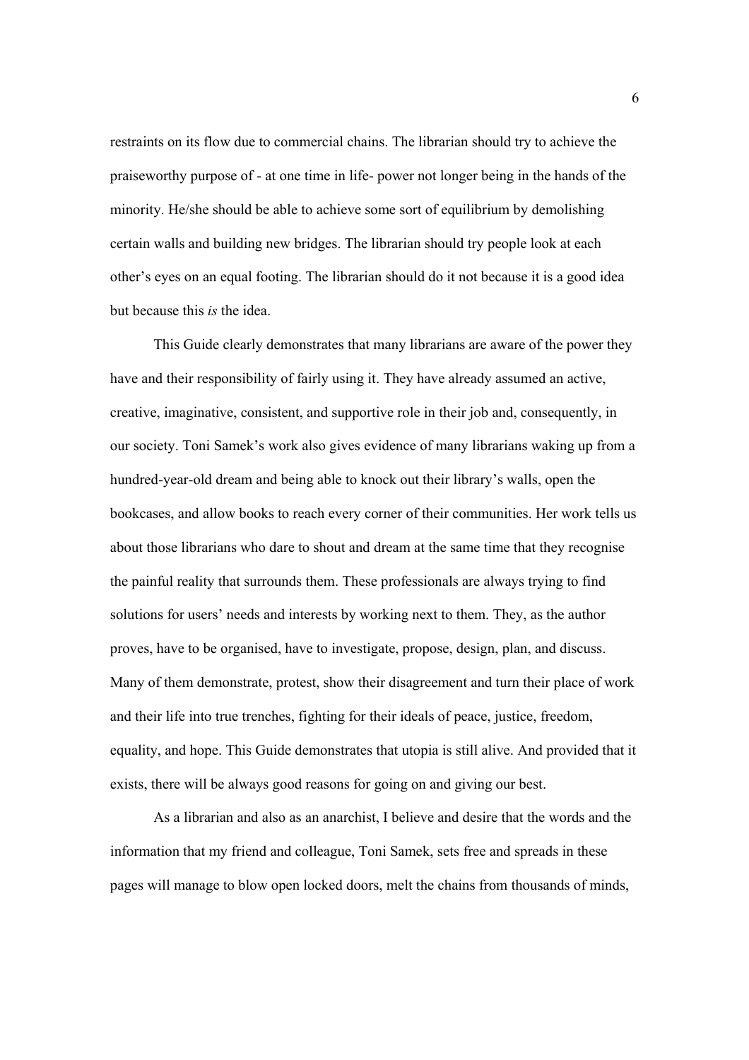restraints on its flow due to commercial chains. The librarian should try to achieve the praiseworthy purpose of - at one time in life- power not longer being in the hands of the minority. He/she should be able to achieve some sort of equilibrium by demolishing certain walls and building new bridges. The librarian should try people look at each other's eyes on an equal footing. The librarian should do it not because it is a good idea but because this *is* the idea.

This Guide clearly demonstrates that many librarians are aware of the power they have and their responsibility of fairly using it. They have already assumed an active, creative, imaginative, consistent, and supportive role in their job and, consequently, in our society. Toni Samek's work also gives evidence of many librarians waking up from a hundred-year-old dream and being able to knock out their library's walls, open the bookcases, and allow books to reach every corner of their communities. Her work tells us about those librarians who dare to shout and dream at the same time that they recognise the painful reality that surrounds them. These professionals are always trying to find solutions for users' needs and interests by working next to them. They, as the author proves, have to be organised, have to investigate, propose, design, plan, and discuss. Many of them demonstrate, protest, show their disagreement and turn their place of work and their life into true trenches, fighting for their ideals of peace, justice, freedom, equality, and hope. This Guide demonstrates that utopia is still alive. And provided that it exists, there will be always good reasons for going on and giving our best.

As a librarian and also as an anarchist, I believe and desire that the words and the information that my friend and colleague, Toni Samek, sets free and spreads in these pages will manage to blow open locked doors, melt the chains from thousands of minds,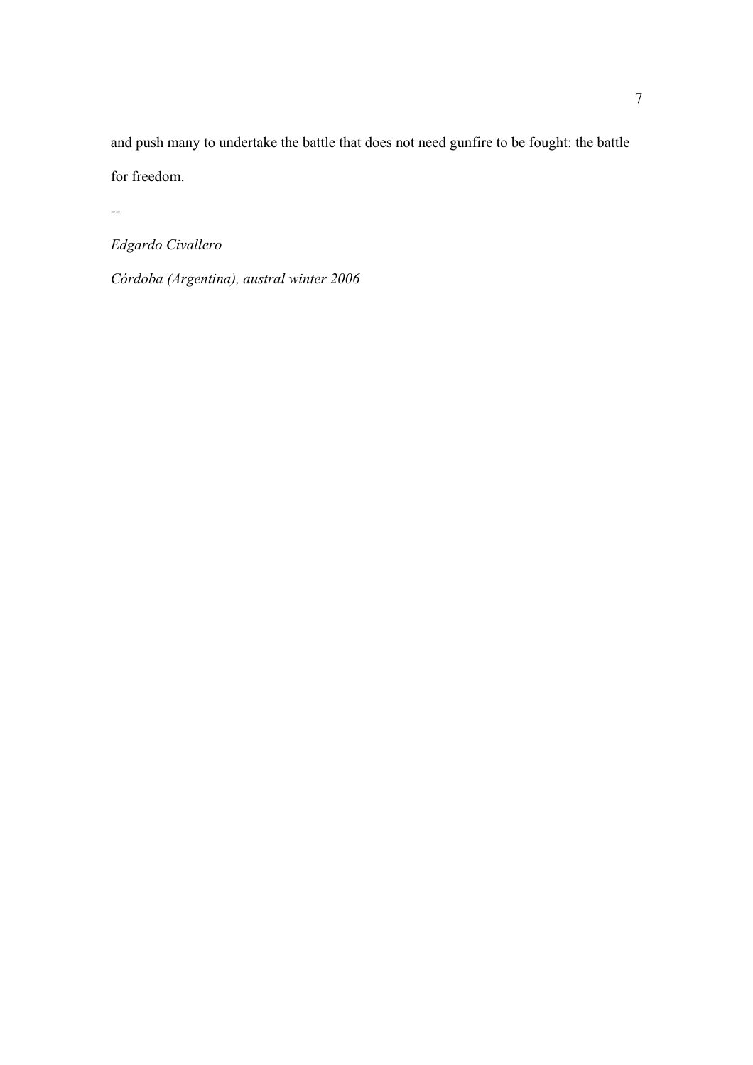and push many to undertake the battle that does not need gunfire to be fought: the battle for freedom.

--

*Edgardo Civallero*

*Córdoba (Argentina), austral winter 2006*